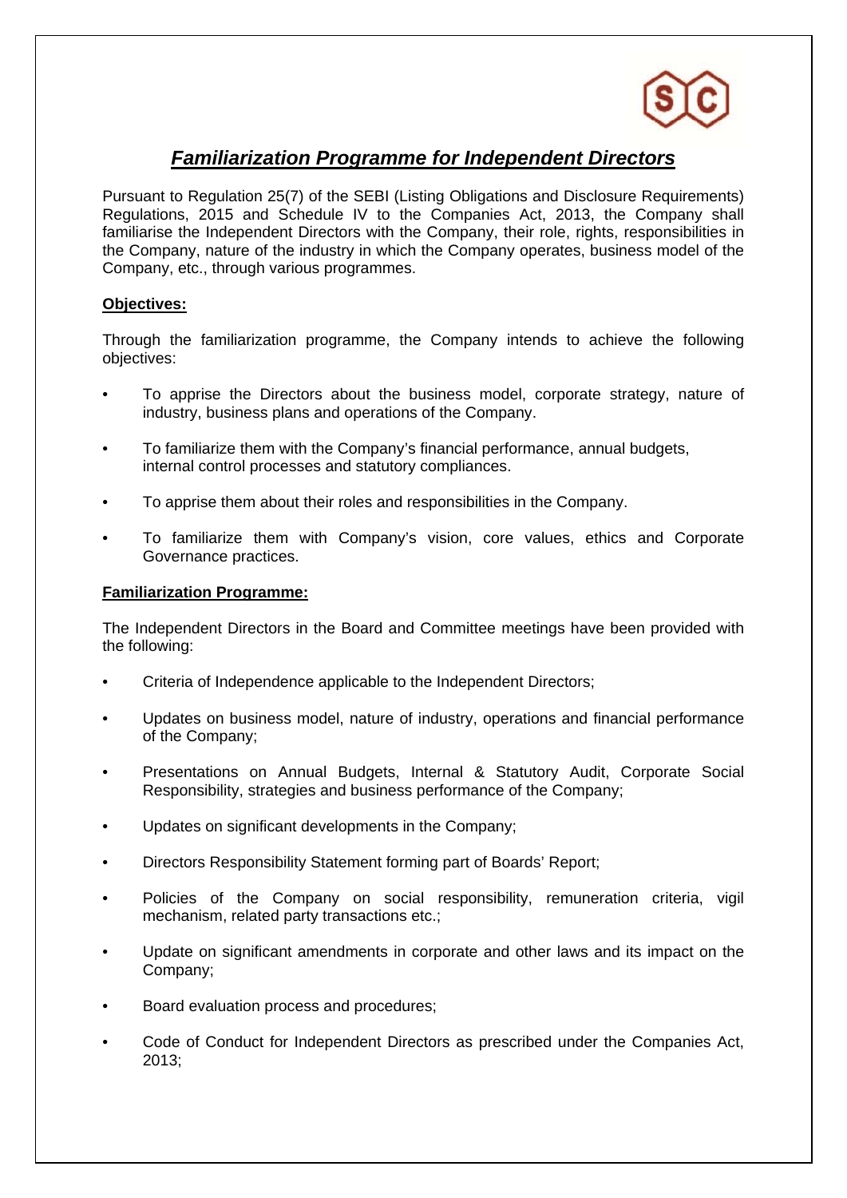# ***Familiarization Programme for Independent Directors***

Pursuant to Regulation 25(7) of the SEBI (Listing Obligations and Disclosure Requirements) Regulations, 2015 and Schedule IV to the Companies Act, 2013, the Company shall familiarise the Independent Directors with the Company, their role, rights, responsibilities in the Company, nature of the industry in which the Company operates, business model of the Company, etc., through various programmes.

**Objectives:**

Through the familiarization programme, the Company intends to achieve the following objectives:

- To apprise the Directors about the business model, corporate strategy, nature of industry, business plans and operations of the Company.
- To familiarize them with the Company's financial performance, annual budgets, internal control processes and statutory compliances.
- To apprise them about their roles and responsibilities in the Company.
- To familiarize them with Company's vision, core values, ethics and Corporate Governance practices.

**Familiarization Programme:**

The Independent Directors in the Board and Committee meetings have been provided with the following:

- Criteria of Independence applicable to the Independent Directors;
- Updates on business model, nature of industry, operations and financial performance of the Company;
- Presentations on Annual Budgets, Internal & Statutory Audit, Corporate Social Responsibility, strategies and business performance of the Company;
- Updates on significant developments in the Company;
- Directors Responsibility Statement forming part of Boards' Report;
- Policies of the Company on social responsibility, remuneration criteria, vigil mechanism, related party transactions etc.;
- Update on significant amendments in corporate and other laws and its impact on the Company;
- Board evaluation process and procedures;
- Code of Conduct for Independent Directors as prescribed under the Companies Act, 2013;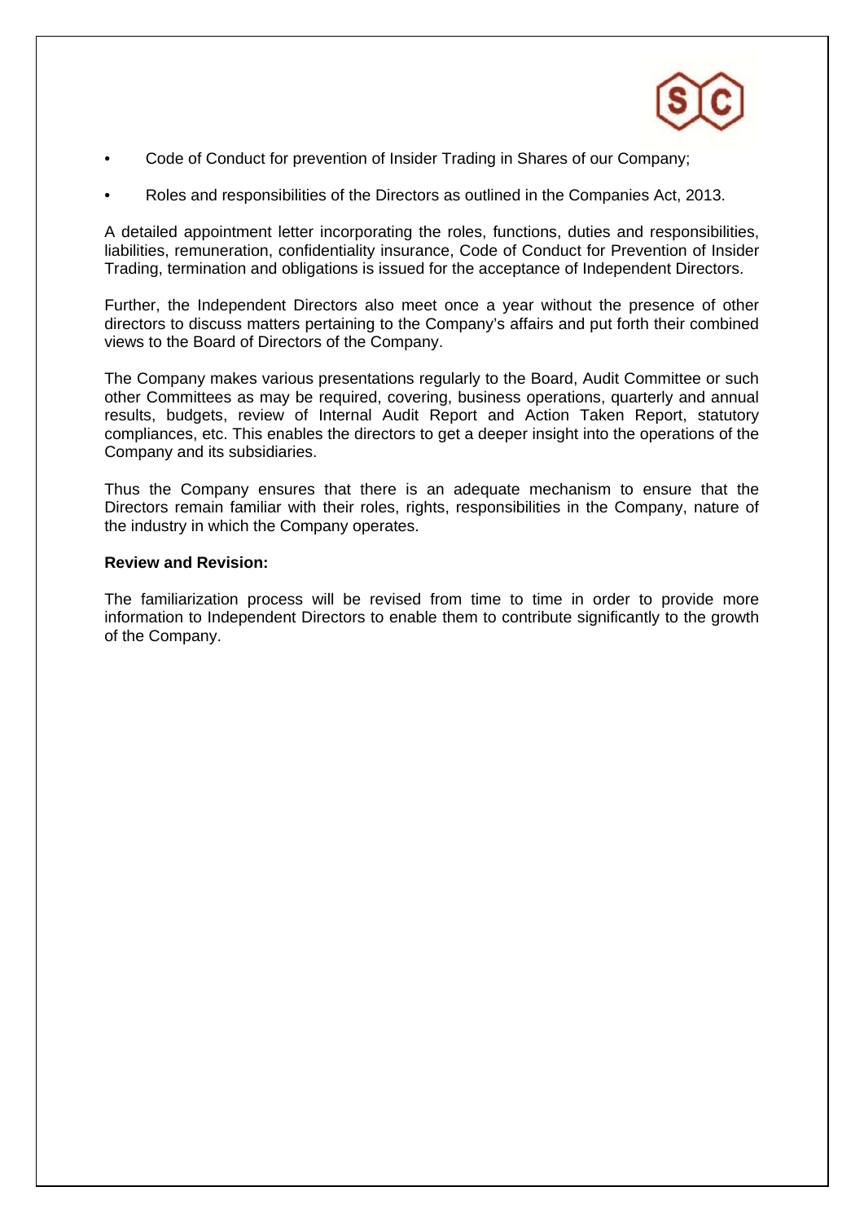- Code of Conduct for prevention of Insider Trading in Shares of our Company;
- Roles and responsibilities of the Directors as outlined in the Companies Act, 2013.

A detailed appointment letter incorporating the roles, functions, duties and responsibilities, liabilities, remuneration, confidentiality insurance, Code of Conduct for Prevention of Insider Trading, termination and obligations is issued for the acceptance of Independent Directors.

Further, the Independent Directors also meet once a year without the presence of other directors to discuss matters pertaining to the Company's affairs and put forth their combined views to the Board of Directors of the Company.

The Company makes various presentations regularly to the Board, Audit Committee or such other Committees as may be required, covering, business operations, quarterly and annual results, budgets, review of Internal Audit Report and Action Taken Report, statutory compliances, etc. This enables the directors to get a deeper insight into the operations of the Company and its subsidiaries.

Thus the Company ensures that there is an adequate mechanism to ensure that the Directors remain familiar with their roles, rights, responsibilities in the Company, nature of the industry in which the Company operates.

**Review and Revision:**

The familiarization process will be revised from time to time in order to provide more information to Independent Directors to enable them to contribute significantly to the growth of the Company.